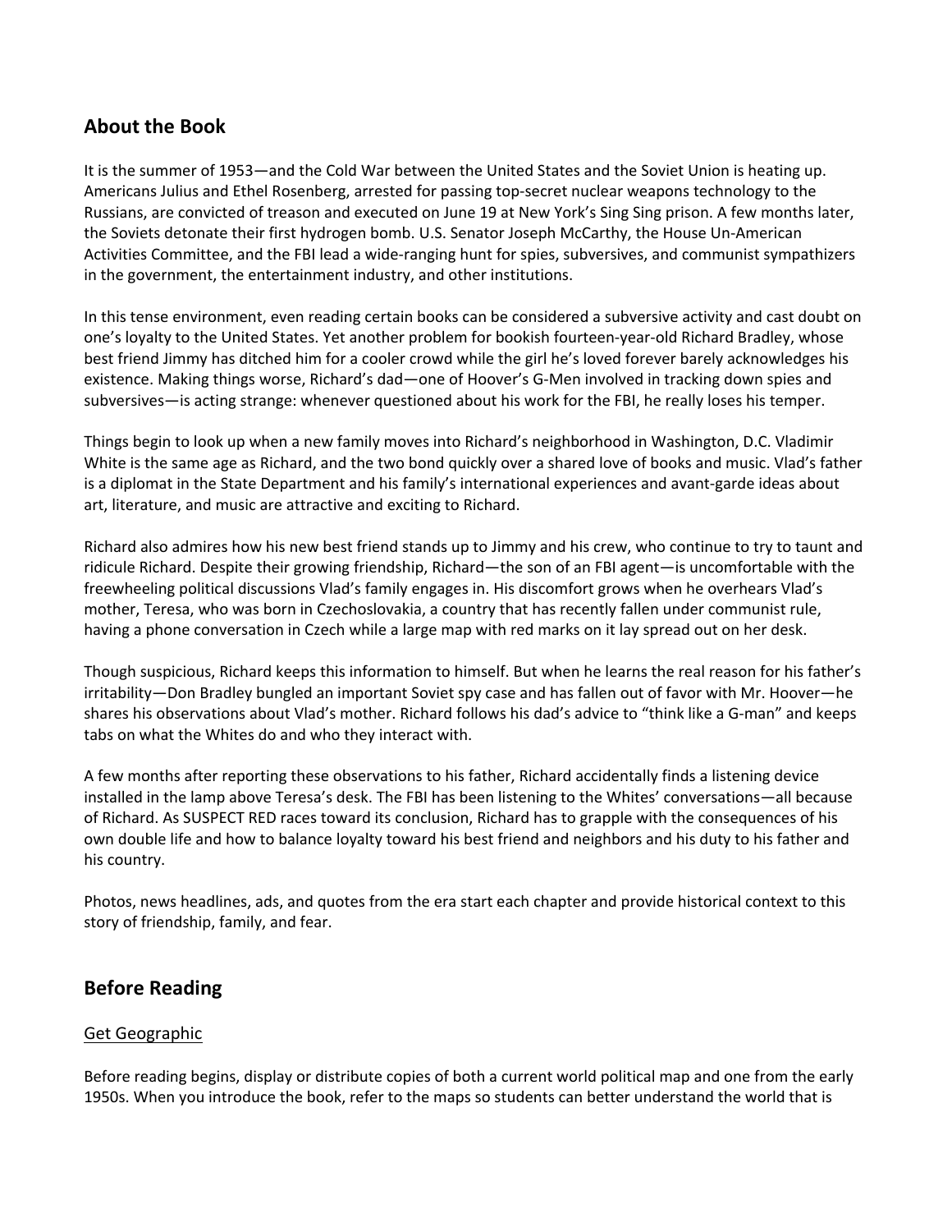## About the Book

It is the summer of 1953—and the Cold War between the United States and the Soviet Union is heating up. Americans Julius and Ethel Rosenberg, arrested for passing top-secret nuclear weapons technology to the Russians, are convicted of treason and executed on June 19 at New York's Sing Sing prison. A few months later, the Soviets detonate their first hydrogen bomb. U.S. Senator Joseph McCarthy, the House Un-American Activities Committee, and the FBI lead a wide-ranging hunt for spies, subversives, and communist sympathizers in the government, the entertainment industry, and other institutions.

In this tense environment, even reading certain books can be considered a subversive activity and cast doubt on one's loyalty to the United States. Yet another problem for bookish fourteen-year-old Richard Bradley, whose best friend Jimmy has ditched him for a cooler crowd while the girl he's loved forever barely acknowledges his existence. Making things worse, Richard's dad—one of Hoover's G-Men involved in tracking down spies and subversives—is acting strange: whenever questioned about his work for the FBI, he really loses his temper.

Things begin to look up when a new family moves into Richard's neighborhood in Washington, D.C. Vladimir White is the same age as Richard, and the two bond quickly over a shared love of books and music. Vlad's father is a diplomat in the State Department and his family's international experiences and avant-garde ideas about art, literature, and music are attractive and exciting to Richard.

Richard also admires how his new best friend stands up to Jimmy and his crew, who continue to try to taunt and ridicule Richard. Despite their growing friendship, Richard—the son of an FBI agent—is uncomfortable with the freewheeling political discussions Vlad's family engages in. His discomfort grows when he overhears Vlad's mother, Teresa, who was born in Czechoslovakia, a country that has recently fallen under communist rule, having a phone conversation in Czech while a large map with red marks on it lay spread out on her desk.

Though suspicious, Richard keeps this information to himself. But when he learns the real reason for his father's irritability—Don Bradley bungled an important Soviet spy case and has fallen out of favor with Mr. Hoover—he shares his observations about Vlad's mother. Richard follows his dad's advice to "think like a G-man" and keeps tabs on what the Whites do and who they interact with.

A few months after reporting these observations to his father, Richard accidentally finds a listening device installed in the lamp above Teresa's desk. The FBI has been listening to the Whites' conversations—all because of Richard. As SUSPECT RED races toward its conclusion, Richard has to grapple with the consequences of his own double life and how to balance loyalty toward his best friend and neighbors and his duty to his father and his country.

Photos, news headlines, ads, and quotes from the era start each chapter and provide historical context to this story of friendship, family, and fear.

## Before Reading

### Get Geographic

Before reading begins, display or distribute copies of both a current world political map and one from the early 1950s. When you introduce the book, refer to the maps so students can better understand the world that is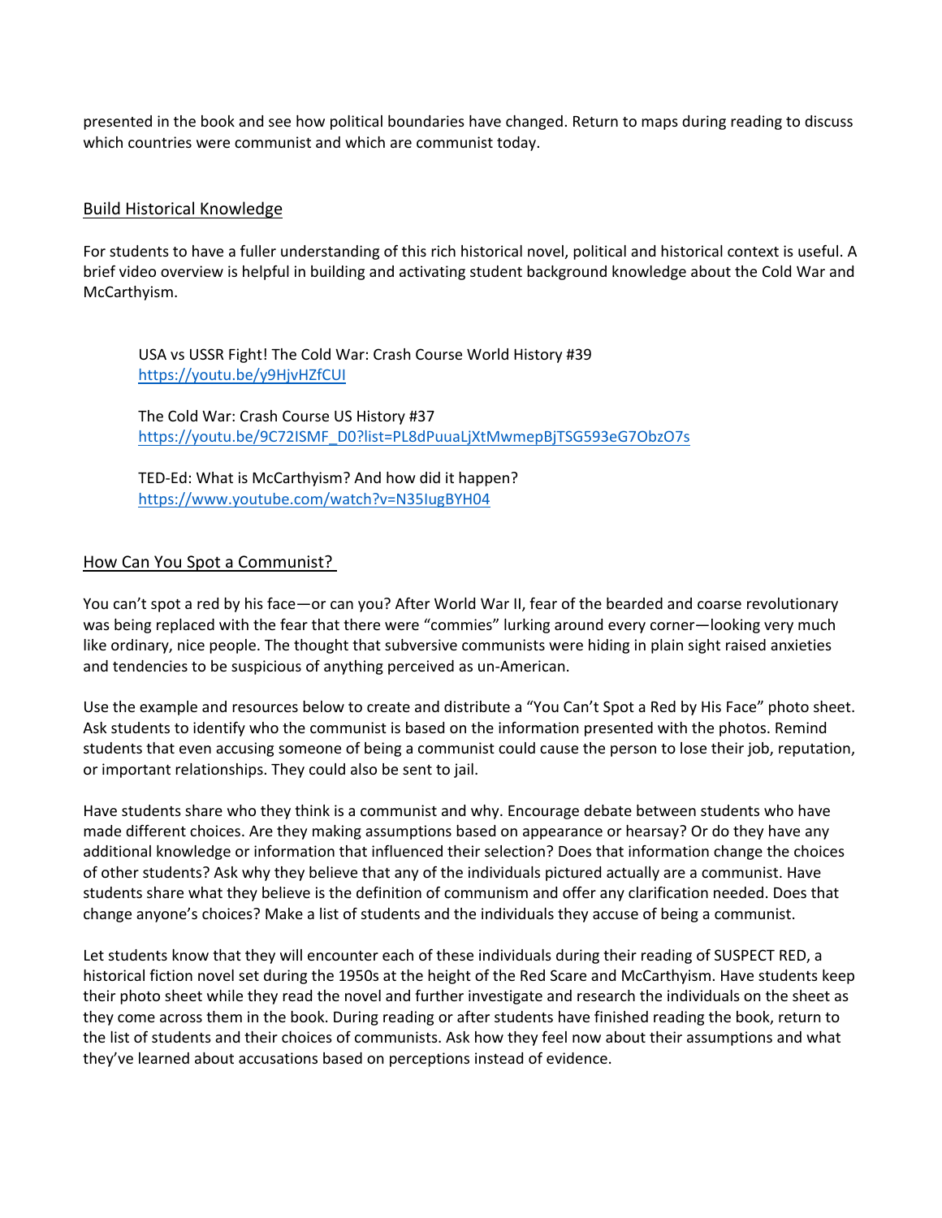presented in the book and see how political boundaries have changed. Return to maps during reading to discuss which countries were communist and which are communist today.

## Build Historical Knowledge

For students to have a fuller understanding of this rich historical novel, political and historical context is useful. A brief video overview is helpful in building and activating student background knowledge about the Cold War and McCarthyism.

> USA vs USSR Fight! The Cold War: Crash Course World History #39
> https://youtu.be/y9HjvHZfCUI
>
> The Cold War: Crash Course US History #37
> https://youtu.be/9C72ISMF_D0?list=PL8dPuuaLjXtMwmepBjTSG593eG7ObzO7s
>
> TED-Ed: What is McCarthyism? And how did it happen?
> https://www.youtube.com/watch?v=N35IugBYH04

## How Can You Spot a Communist?

You can't spot a red by his face—or can you? After World War II, fear of the bearded and coarse revolutionary was being replaced with the fear that there were "commies" lurking around every corner—looking very much like ordinary, nice people. The thought that subversive communists were hiding in plain sight raised anxieties and tendencies to be suspicious of anything perceived as un-American.

Use the example and resources below to create and distribute a "You Can't Spot a Red by His Face" photo sheet. Ask students to identify who the communist is based on the information presented with the photos. Remind students that even accusing someone of being a communist could cause the person to lose their job, reputation, or important relationships. They could also be sent to jail.

Have students share who they think is a communist and why. Encourage debate between students who have made different choices. Are they making assumptions based on appearance or hearsay? Or do they have any additional knowledge or information that influenced their selection? Does that information change the choices of other students? Ask why they believe that any of the individuals pictured actually are a communist. Have students share what they believe is the definition of communism and offer any clarification needed. Does that change anyone's choices? Make a list of students and the individuals they accuse of being a communist.

Let students know that they will encounter each of these individuals during their reading of SUSPECT RED, a historical fiction novel set during the 1950s at the height of the Red Scare and McCarthyism. Have students keep their photo sheet while they read the novel and further investigate and research the individuals on the sheet as they come across them in the book. During reading or after students have finished reading the book, return to the list of students and their choices of communists. Ask how they feel now about their assumptions and what they've learned about accusations based on perceptions instead of evidence.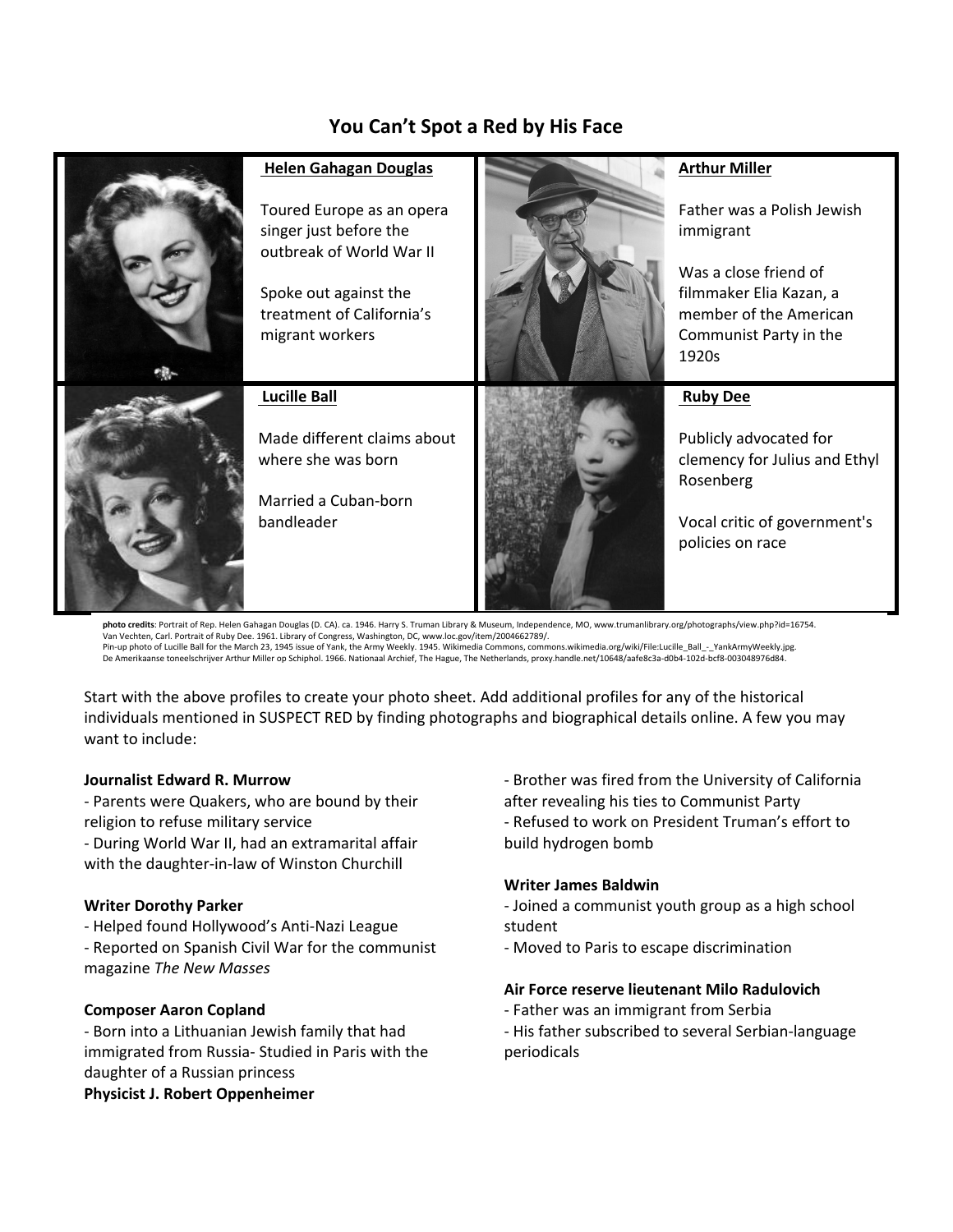# You Can't Spot a Red by His Face

| | | | |
|---|---|---|---|
| | **Helen Gahagan Douglas**<br><br>Toured Europe as an opera singer just before the outbreak of World War II<br><br>Spoke out against the treatment of California's migrant workers | | **Arthur Miller**<br><br>Father was a Polish Jewish immigrant<br><br>Was a close friend of filmmaker Elia Kazan, a member of the American Communist Party in the 1920s |
| | **Lucille Ball**<br><br>Made different claims about where she was born<br><br>Married a Cuban-born bandleader | | **Ruby Dee**<br><br>Publicly advocated for clemency for Julius and Ethyl Rosenberg<br><br>Vocal critic of government's policies on race |

**photo credits**: Portrait of Rep. Helen Gahagan Douglas (D. CA). ca. 1946. Harry S. Truman Library & Museum, Independence, MO, www.trumanlibrary.org/photographs/view.php?id=16754.
Van Vechten, Carl. Portrait of Ruby Dee. 1961. Library of Congress, Washington, DC, www.loc.gov/item/2004662789/.
Pin-up photo of Lucille Ball for the March 23, 1945 issue of Yank, the Army Weekly. 1945. Wikimedia Commons, commons.wikimedia.org/wiki/File:Lucille_Ball_-_YankArmyWeekly.jpg.
De Amerikaanse toneelschrijver Arthur Miller op Schiphol. 1966. Nationaal Archief, The Hague, The Netherlands, proxy.handle.net/10648/aafe8c3a-d0b4-102d-bcf8-003048976d84.

Start with the above profiles to create your photo sheet. Add additional profiles for any of the historical individuals mentioned in SUSPECT RED by finding photographs and biographical details online. A few you may want to include:

**Journalist Edward R. Murrow**
- Parents were Quakers, who are bound by their religion to refuse military service
- During World War II, had an extramarital affair with the daughter-in-law of Winston Churchill

**Writer Dorothy Parker**
- Helped found Hollywood's Anti-Nazi League
- Reported on Spanish Civil War for the communist magazine *The New Masses*

**Composer Aaron Copland**
- Born into a Lithuanian Jewish family that had immigrated from Russia- Studied in Paris with the daughter of a Russian princess

**Physicist J. Robert Oppenheimer**
- Brother was fired from the University of California after revealing his ties to Communist Party
- Refused to work on President Truman's effort to build hydrogen bomb

**Writer James Baldwin**
- Joined a communist youth group as a high school student
- Moved to Paris to escape discrimination

**Air Force reserve lieutenant Milo Radulovich**
- Father was an immigrant from Serbia
- His father subscribed to several Serbian-language periodicals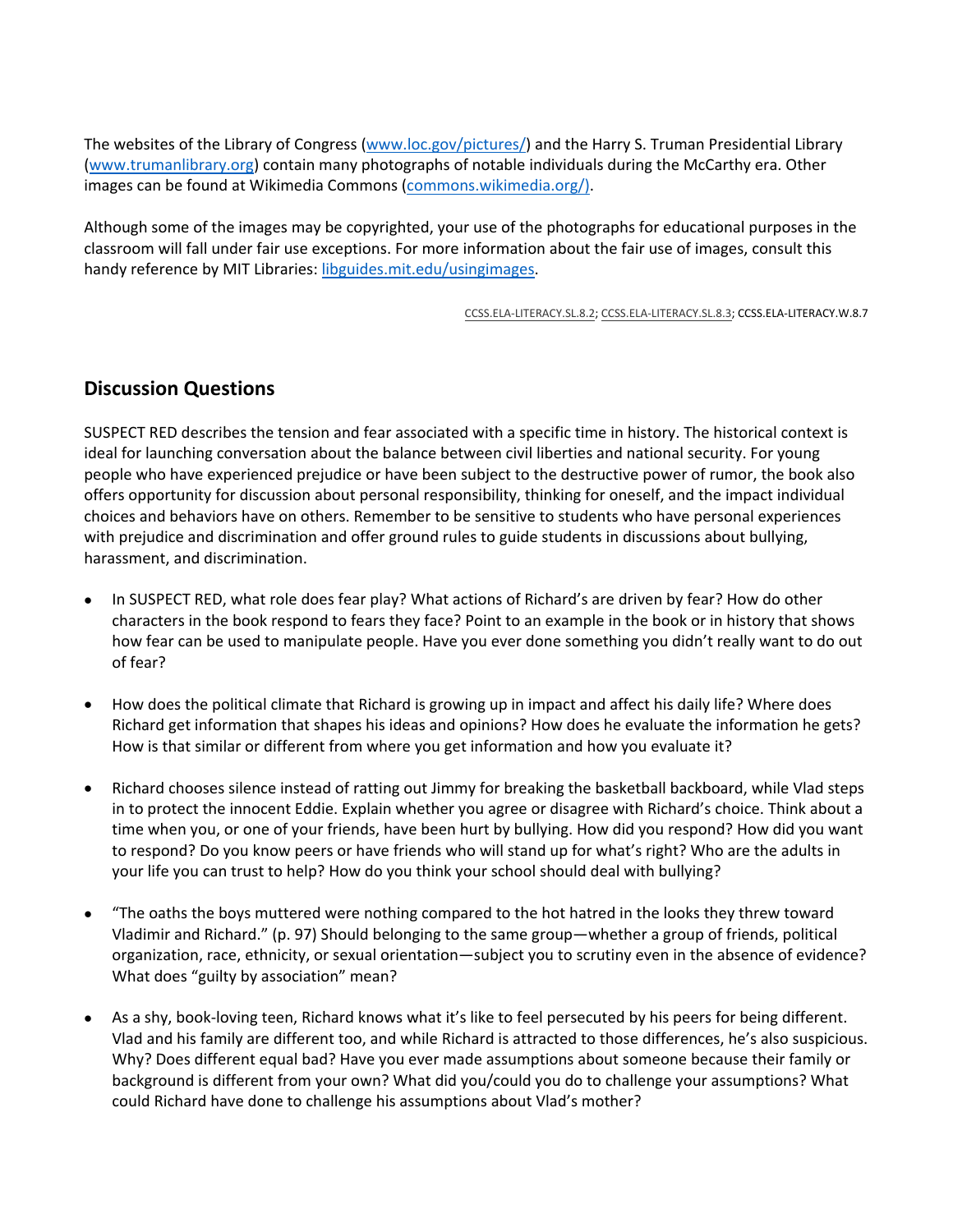The websites of the Library of Congress (www.loc.gov/pictures/) and the Harry S. Truman Presidential Library (www.trumanlibrary.org) contain many photographs of notable individuals during the McCarthy era. Other images can be found at Wikimedia Commons (commons.wikimedia.org/).

Although some of the images may be copyrighted, your use of the photographs for educational purposes in the classroom will fall under fair use exceptions. For more information about the fair use of images, consult this handy reference by MIT Libraries: libguides.mit.edu/usingimages.

CCSS.ELA-LITERACY.SL.8.2; CCSS.ELA-LITERACY.SL.8.3; CCSS.ELA-LITERACY.W.8.7

## Discussion Questions

SUSPECT RED describes the tension and fear associated with a specific time in history. The historical context is ideal for launching conversation about the balance between civil liberties and national security. For young people who have experienced prejudice or have been subject to the destructive power of rumor, the book also offers opportunity for discussion about personal responsibility, thinking for oneself, and the impact individual choices and behaviors have on others. Remember to be sensitive to students who have personal experiences with prejudice and discrimination and offer ground rules to guide students in discussions about bullying, harassment, and discrimination.

- In SUSPECT RED, what role does fear play? What actions of Richard's are driven by fear? How do other characters in the book respond to fears they face? Point to an example in the book or in history that shows how fear can be used to manipulate people. Have you ever done something you didn't really want to do out of fear?

- How does the political climate that Richard is growing up in impact and affect his daily life? Where does Richard get information that shapes his ideas and opinions? How does he evaluate the information he gets? How is that similar or different from where you get information and how you evaluate it?

- Richard chooses silence instead of ratting out Jimmy for breaking the basketball backboard, while Vlad steps in to protect the innocent Eddie. Explain whether you agree or disagree with Richard's choice. Think about a time when you, or one of your friends, have been hurt by bullying. How did you respond? How did you want to respond? Do you know peers or have friends who will stand up for what's right? Who are the adults in your life you can trust to help? How do you think your school should deal with bullying?

- "The oaths the boys muttered were nothing compared to the hot hatred in the looks they threw toward Vladimir and Richard." (p. 97) Should belonging to the same group—whether a group of friends, political organization, race, ethnicity, or sexual orientation—subject you to scrutiny even in the absence of evidence? What does "guilty by association" mean?

- As a shy, book-loving teen, Richard knows what it's like to feel persecuted by his peers for being different. Vlad and his family are different too, and while Richard is attracted to those differences, he's also suspicious. Why? Does different equal bad? Have you ever made assumptions about someone because their family or background is different from your own? What did you/could you do to challenge your assumptions? What could Richard have done to challenge his assumptions about Vlad's mother?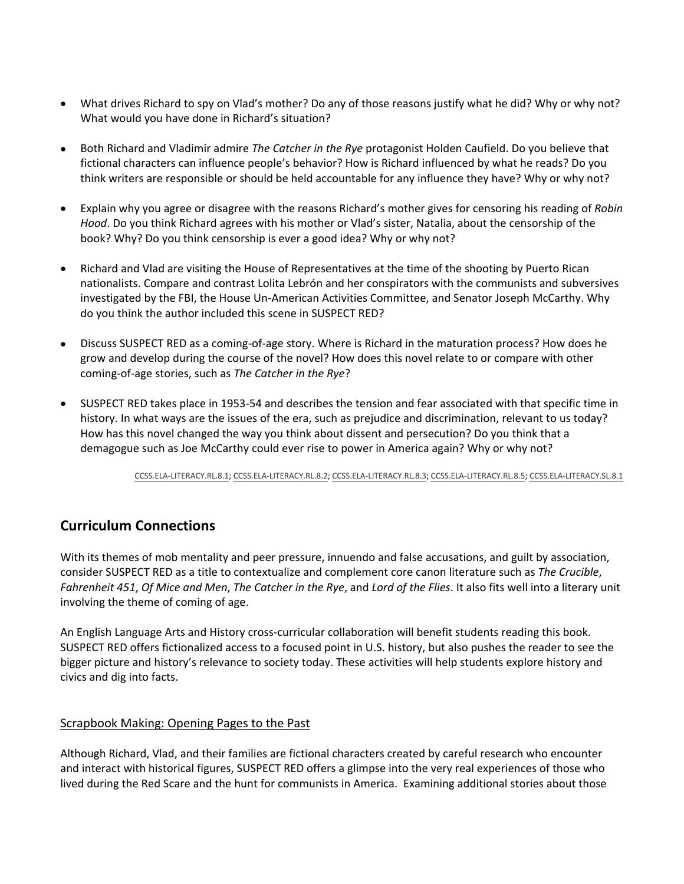- What drives Richard to spy on Vlad's mother? Do any of those reasons justify what he did? Why or why not? What would you have done in Richard's situation?

- Both Richard and Vladimir admire *The Catcher in the Rye* protagonist Holden Caufield. Do you believe that fictional characters can influence people's behavior? How is Richard influenced by what he reads? Do you think writers are responsible or should be held accountable for any influence they have? Why or why not?

- Explain why you agree or disagree with the reasons Richard's mother gives for censoring his reading of *Robin Hood*. Do you think Richard agrees with his mother or Vlad's sister, Natalia, about the censorship of the book? Why? Do you think censorship is ever a good idea? Why or why not?

- Richard and Vlad are visiting the House of Representatives at the time of the shooting by Puerto Rican nationalists. Compare and contrast Lolita Lebrón and her conspirators with the communists and subversives investigated by the FBI, the House Un-American Activities Committee, and Senator Joseph McCarthy. Why do you think the author included this scene in SUSPECT RED?

- Discuss SUSPECT RED as a coming-of-age story. Where is Richard in the maturation process? How does he grow and develop during the course of the novel? How does this novel relate to or compare with other coming-of-age stories, such as *The Catcher in the Rye*?

- SUSPECT RED takes place in 1953-54 and describes the tension and fear associated with that specific time in history. In what ways are the issues of the era, such as prejudice and discrimination, relevant to us today? How has this novel changed the way you think about dissent and persecution? Do you think that a demagogue such as Joe McCarthy could ever rise to power in America again? Why or why not?

CCSS.ELA-LITERACY.RL.8.1; CCSS.ELA-LITERACY.RL.8.2; CCSS.ELA-LITERACY.RL.8.3; CCSS.ELA-LITERACY.RL.8.5; CCSS.ELA-LITERACY.SL.8.1

## Curriculum Connections

With its themes of mob mentality and peer pressure, innuendo and false accusations, and guilt by association, consider SUSPECT RED as a title to contextualize and complement core canon literature such as *The Crucible*, *Fahrenheit 451*, *Of Mice and Men*, *The Catcher in the Rye*, and *Lord of the Flies*. It also fits well into a literary unit involving the theme of coming of age.

An English Language Arts and History cross-curricular collaboration will benefit students reading this book. SUSPECT RED offers fictionalized access to a focused point in U.S. history, but also pushes the reader to see the bigger picture and history's relevance to society today. These activities will help students explore history and civics and dig into facts.

### Scrapbook Making: Opening Pages to the Past

Although Richard, Vlad, and their families are fictional characters created by careful research who encounter and interact with historical figures, SUSPECT RED offers a glimpse into the very real experiences of those who lived during the Red Scare and the hunt for communists in America. Examining additional stories about those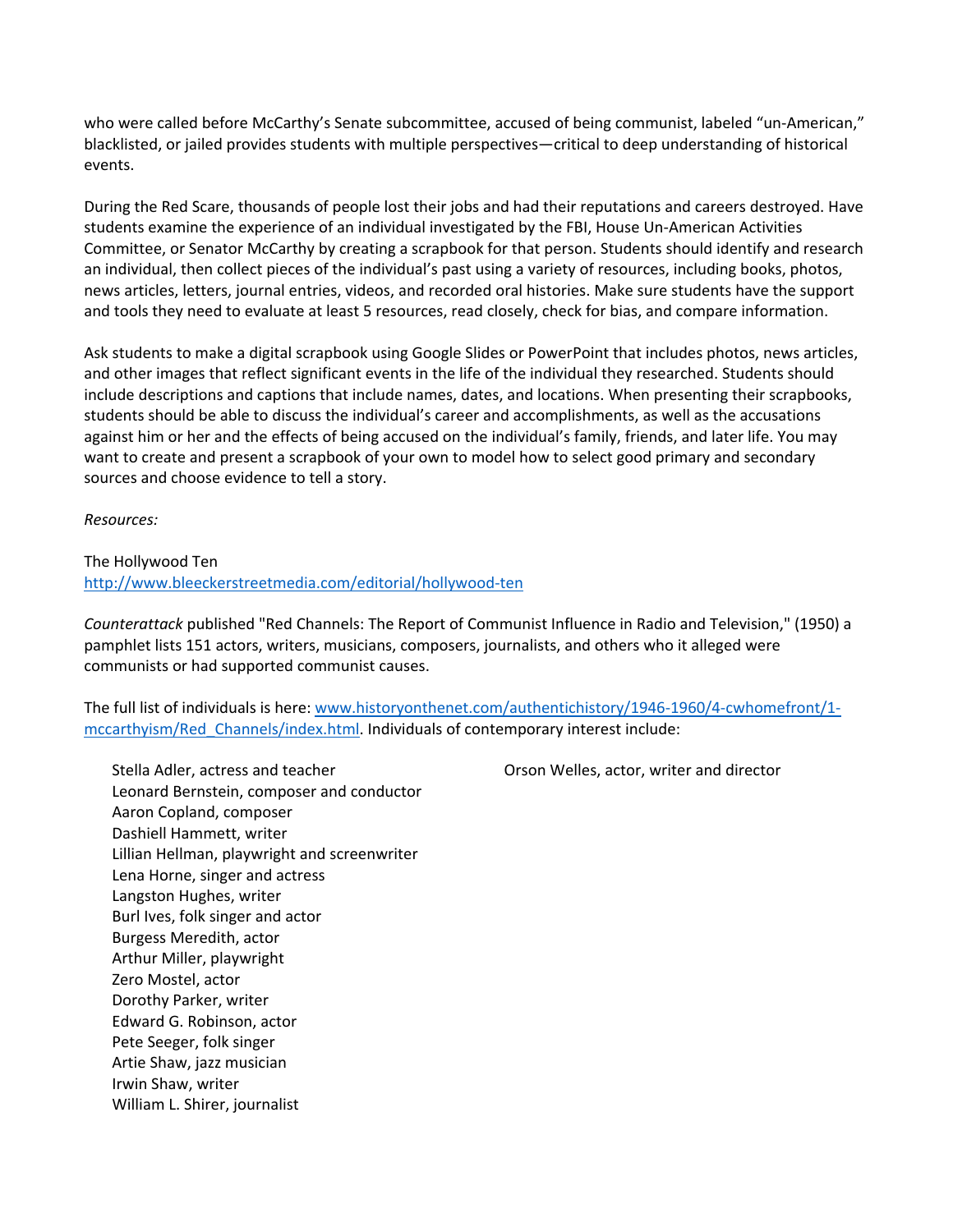who were called before McCarthy's Senate subcommittee, accused of being communist, labeled "un-American," blacklisted, or jailed provides students with multiple perspectives—critical to deep understanding of historical events.

During the Red Scare, thousands of people lost their jobs and had their reputations and careers destroyed. Have students examine the experience of an individual investigated by the FBI, House Un-American Activities Committee, or Senator McCarthy by creating a scrapbook for that person. Students should identify and research an individual, then collect pieces of the individual's past using a variety of resources, including books, photos, news articles, letters, journal entries, videos, and recorded oral histories. Make sure students have the support and tools they need to evaluate at least 5 resources, read closely, check for bias, and compare information.

Ask students to make a digital scrapbook using Google Slides or PowerPoint that includes photos, news articles, and other images that reflect significant events in the life of the individual they researched. Students should include descriptions and captions that include names, dates, and locations. When presenting their scrapbooks, students should be able to discuss the individual's career and accomplishments, as well as the accusations against him or her and the effects of being accused on the individual's family, friends, and later life. You may want to create and present a scrapbook of your own to model how to select good primary and secondary sources and choose evidence to tell a story.

*Resources:*

The Hollywood Ten
http://www.bleeckerstreetmedia.com/editorial/hollywood-ten

*Counterattack* published "Red Channels: The Report of Communist Influence in Radio and Television," (1950) a pamphlet lists 151 actors, writers, musicians, composers, journalists, and others who it alleged were communists or had supported communist causes.

The full list of individuals is here: www.historyonthenet.com/authentichistory/1946-1960/4-cwhomefront/1-mccarthyism/Red_Channels/index.html. Individuals of contemporary interest include:

- Stella Adler, actress and teacher
- Leonard Bernstein, composer and conductor
- Aaron Copland, composer
- Dashiell Hammett, writer
- Lillian Hellman, playwright and screenwriter
- Lena Horne, singer and actress
- Langston Hughes, writer
- Burl Ives, folk singer and actor
- Burgess Meredith, actor
- Arthur Miller, playwright
- Zero Mostel, actor
- Dorothy Parker, writer
- Edward G. Robinson, actor
- Pete Seeger, folk singer
- Artie Shaw, jazz musician
- Irwin Shaw, writer
- William L. Shirer, journalist
- Orson Welles, actor, writer and director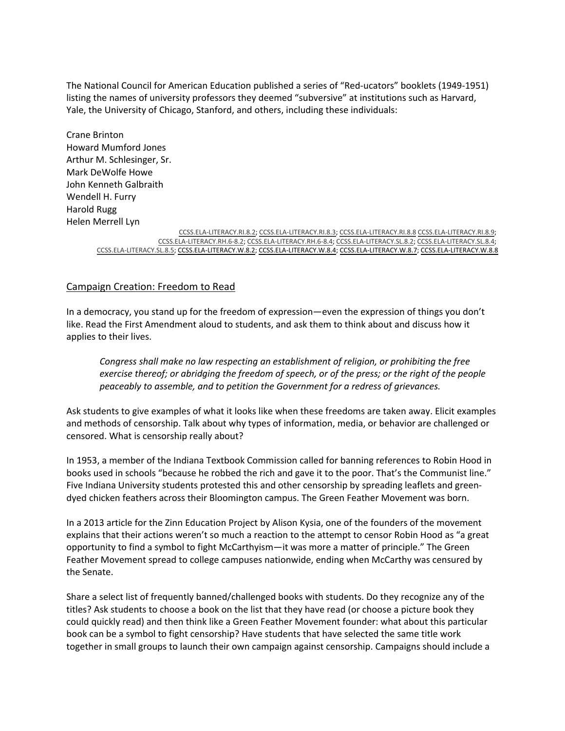The National Council for American Education published a series of "Red-ucators" booklets (1949-1951) listing the names of university professors they deemed "subversive" at institutions such as Harvard, Yale, the University of Chicago, Stanford, and others, including these individuals:

Crane Brinton
Howard Mumford Jones
Arthur M. Schlesinger, Sr.
Mark DeWolfe Howe
John Kenneth Galbraith
Wendell H. Furry
Harold Rugg
Helen Merrell Lyn

CCSS.ELA-LITERACY.RI.8.2; CCSS.ELA-LITERACY.RI.8.3; CCSS.ELA-LITERACY.RI.8.8 CCSS.ELA-LITERACY.RI.8.9; CCSS.ELA-LITERACY.RH.6-8.2; CCSS.ELA-LITERACY.RH.6-8.4; CCSS.ELA-LITERACY.SL.8.2; CCSS.ELA-LITERACY.SL.8.4; CCSS.ELA-LITERACY.SL.8.5; CCSS.ELA-LITERACY.W.8.2; CCSS.ELA-LITERACY.W.8.4; CCSS.ELA-LITERACY.W.8.7; CCSS.ELA-LITERACY.W.8.8

## Campaign Creation: Freedom to Read

In a democracy, you stand up for the freedom of expression—even the expression of things you don't like. Read the First Amendment aloud to students, and ask them to think about and discuss how it applies to their lives.

> *Congress shall make no law respecting an establishment of religion, or prohibiting the free exercise thereof; or abridging the freedom of speech, or of the press; or the right of the people peaceably to assemble, and to petition the Government for a redress of grievances.*

Ask students to give examples of what it looks like when these freedoms are taken away. Elicit examples and methods of censorship. Talk about why types of information, media, or behavior are challenged or censored. What is censorship really about?

In 1953, a member of the Indiana Textbook Commission called for banning references to Robin Hood in books used in schools "because he robbed the rich and gave it to the poor. That's the Communist line." Five Indiana University students protested this and other censorship by spreading leaflets and green-dyed chicken feathers across their Bloomington campus. The Green Feather Movement was born.

In a 2013 article for the Zinn Education Project by Alison Kysia, one of the founders of the movement explains that their actions weren't so much a reaction to the attempt to censor Robin Hood as "a great opportunity to find a symbol to fight McCarthyism—it was more a matter of principle." The Green Feather Movement spread to college campuses nationwide, ending when McCarthy was censured by the Senate.

Share a select list of frequently banned/challenged books with students. Do they recognize any of the titles? Ask students to choose a book on the list that they have read (or choose a picture book they could quickly read) and then think like a Green Feather Movement founder: what about this particular book can be a symbol to fight censorship? Have students that have selected the same title work together in small groups to launch their own campaign against censorship. Campaigns should include a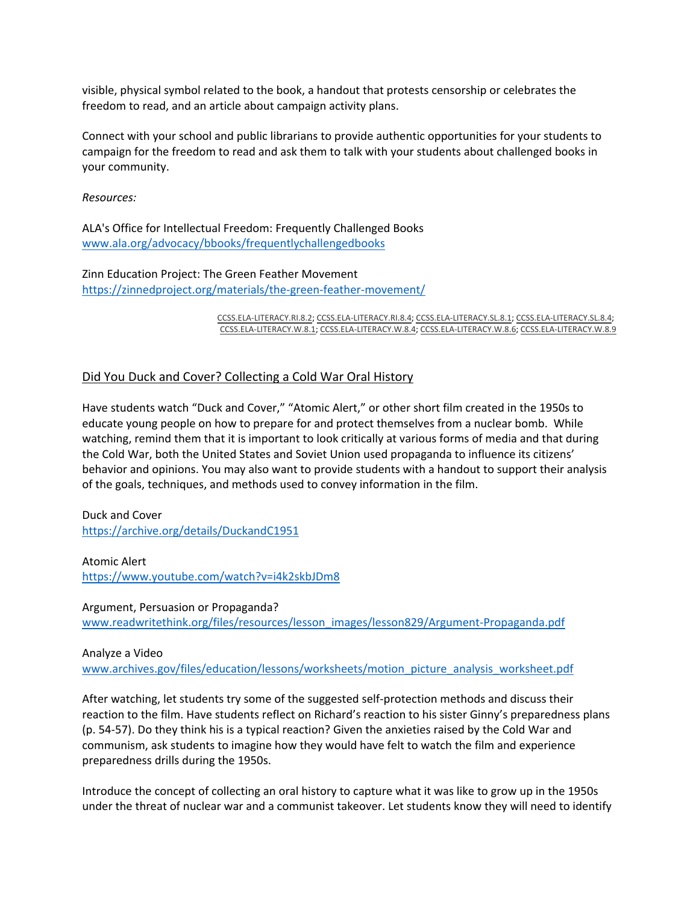visible, physical symbol related to the book, a handout that protests censorship or celebrates the freedom to read, and an article about campaign activity plans.

Connect with your school and public librarians to provide authentic opportunities for your students to campaign for the freedom to read and ask them to talk with your students about challenged books in your community.

*Resources:*

ALA's Office for Intellectual Freedom: Frequently Challenged Books
www.ala.org/advocacy/bbooks/frequentlychallengedbooks

Zinn Education Project: The Green Feather Movement
https://zinnedproject.org/materials/the-green-feather-movement/

CCSS.ELA-LITERACY.RI.8.2; CCSS.ELA-LITERACY.RI.8.4; CCSS.ELA-LITERACY.SL.8.1; CCSS.ELA-LITERACY.SL.8.4; CCSS.ELA-LITERACY.W.8.1; CCSS.ELA-LITERACY.W.8.4; CCSS.ELA-LITERACY.W.8.6; CCSS.ELA-LITERACY.W.8.9

## Did You Duck and Cover? Collecting a Cold War Oral History

Have students watch "Duck and Cover," "Atomic Alert," or other short film created in the 1950s to educate young people on how to prepare for and protect themselves from a nuclear bomb. While watching, remind them that it is important to look critically at various forms of media and that during the Cold War, both the United States and Soviet Union used propaganda to influence its citizens' behavior and opinions. You may also want to provide students with a handout to support their analysis of the goals, techniques, and methods used to convey information in the film.

Duck and Cover
https://archive.org/details/DuckandC1951

Atomic Alert
https://www.youtube.com/watch?v=i4k2skbJDm8

Argument, Persuasion or Propaganda?
www.readwritethink.org/files/resources/lesson_images/lesson829/Argument-Propaganda.pdf

Analyze a Video
www.archives.gov/files/education/lessons/worksheets/motion_picture_analysis_worksheet.pdf

After watching, let students try some of the suggested self-protection methods and discuss their reaction to the film. Have students reflect on Richard's reaction to his sister Ginny's preparedness plans (p. 54-57). Do they think his is a typical reaction? Given the anxieties raised by the Cold War and communism, ask students to imagine how they would have felt to watch the film and experience preparedness drills during the 1950s.

Introduce the concept of collecting an oral history to capture what it was like to grow up in the 1950s under the threat of nuclear war and a communist takeover. Let students know they will need to identify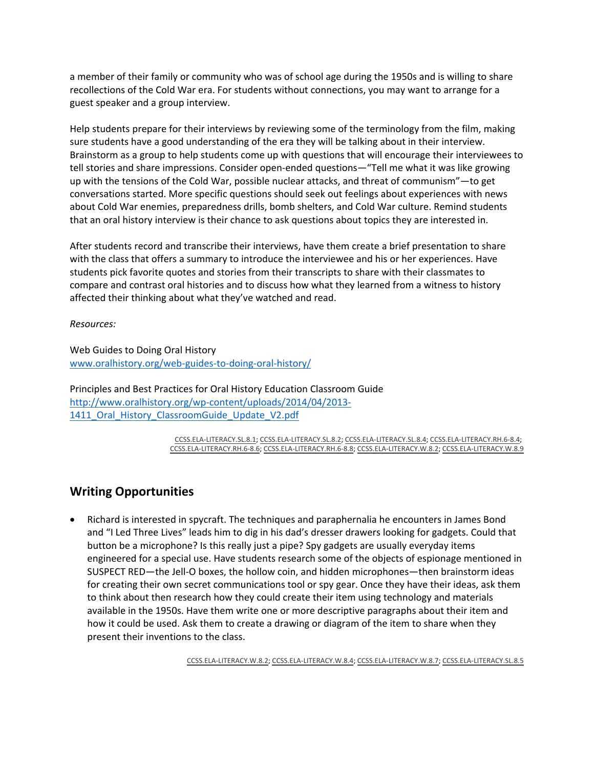a member of their family or community who was of school age during the 1950s and is willing to share recollections of the Cold War era. For students without connections, you may want to arrange for a guest speaker and a group interview.

Help students prepare for their interviews by reviewing some of the terminology from the film, making sure students have a good understanding of the era they will be talking about in their interview. Brainstorm as a group to help students come up with questions that will encourage their interviewees to tell stories and share impressions. Consider open-ended questions—"Tell me what it was like growing up with the tensions of the Cold War, possible nuclear attacks, and threat of communism"—to get conversations started. More specific questions should seek out feelings about experiences with news about Cold War enemies, preparedness drills, bomb shelters, and Cold War culture. Remind students that an oral history interview is their chance to ask questions about topics they are interested in.

After students record and transcribe their interviews, have them create a brief presentation to share with the class that offers a summary to introduce the interviewee and his or her experiences. Have students pick favorite quotes and stories from their transcripts to share with their classmates to compare and contrast oral histories and to discuss how what they learned from a witness to history affected their thinking about what they've watched and read.

*Resources:*

Web Guides to Doing Oral History
[www.oralhistory.org/web-guides-to-doing-oral-history/](www.oralhistory.org/web-guides-to-doing-oral-history/)

Principles and Best Practices for Oral History Education Classroom Guide
[http://www.oralhistory.org/wp-content/uploads/2014/04/2013-1411_Oral_History_ClassroomGuide_Update_V2.pdf](http://www.oralhistory.org/wp-content/uploads/2014/04/2013-1411_Oral_History_ClassroomGuide_Update_V2.pdf)

CCSS.ELA-LITERACY.SL.8.1; CCSS.ELA-LITERACY.SL.8.2; CCSS.ELA-LITERACY.SL.8.4; CCSS.ELA-LITERACY.RH.6-8.4; CCSS.ELA-LITERACY.RH.6-8.6; CCSS.ELA-LITERACY.RH.6-8.8; CCSS.ELA-LITERACY.W.8.2; CCSS.ELA-LITERACY.W.8.9

## Writing Opportunities

- Richard is interested in spycraft. The techniques and paraphernalia he encounters in James Bond and "I Led Three Lives" leads him to dig in his dad's dresser drawers looking for gadgets. Could that button be a microphone? Is this really just a pipe? Spy gadgets are usually everyday items engineered for a special use. Have students research some of the objects of espionage mentioned in SUSPECT RED—the Jell-O boxes, the hollow coin, and hidden microphones—then brainstorm ideas for creating their own secret communications tool or spy gear. Once they have their ideas, ask them to think about then research how they could create their item using technology and materials available in the 1950s. Have them write one or more descriptive paragraphs about their item and how it could be used. Ask them to create a drawing or diagram of the item to share when they present their inventions to the class.

CCSS.ELA-LITERACY.W.8.2; CCSS.ELA-LITERACY.W.8.4; CCSS.ELA-LITERACY.W.8.7; CCSS.ELA-LITERACY.SL.8.5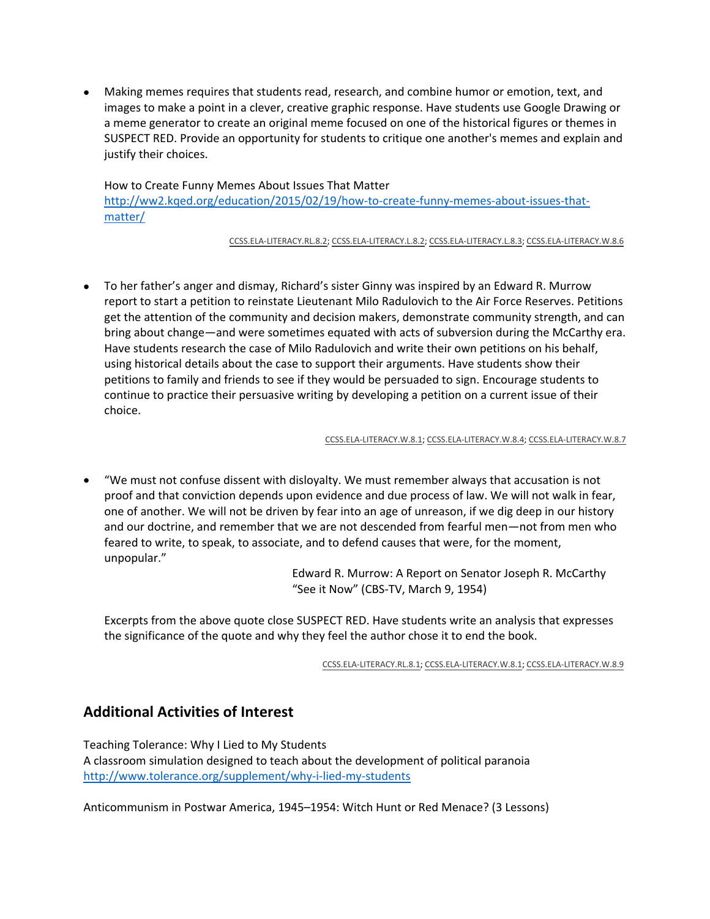- Making memes requires that students read, research, and combine humor or emotion, text, and images to make a point in a clever, creative graphic response. Have students use Google Drawing or a meme generator to create an original meme focused on one of the historical figures or themes in SUSPECT RED. Provide an opportunity for students to critique one another's memes and explain and justify their choices.

  How to Create Funny Memes About Issues That Matter
  http://ww2.kqed.org/education/2015/02/19/how-to-create-funny-memes-about-issues-that-matter/

  CCSS.ELA-LITERACY.RL.8.2; CCSS.ELA-LITERACY.L.8.2; CCSS.ELA-LITERACY.L.8.3; CCSS.ELA-LITERACY.W.8.6

- To her father's anger and dismay, Richard's sister Ginny was inspired by an Edward R. Murrow report to start a petition to reinstate Lieutenant Milo Radulovich to the Air Force Reserves. Petitions get the attention of the community and decision makers, demonstrate community strength, and can bring about change—and were sometimes equated with acts of subversion during the McCarthy era. Have students research the case of Milo Radulovich and write their own petitions on his behalf, using historical details about the case to support their arguments. Have students show their petitions to family and friends to see if they would be persuaded to sign. Encourage students to continue to practice their persuasive writing by developing a petition on a current issue of their choice.

  CCSS.ELA-LITERACY.W.8.1; CCSS.ELA-LITERACY.W.8.4; CCSS.ELA-LITERACY.W.8.7

- "We must not confuse dissent with disloyalty. We must remember always that accusation is not proof and that conviction depends upon evidence and due process of law. We will not walk in fear, one of another. We will not be driven by fear into an age of unreason, if we dig deep in our history and our doctrine, and remember that we are not descended from fearful men—not from men who feared to write, to speak, to associate, and to defend causes that were, for the moment, unpopular."

  Edward R. Murrow: A Report on Senator Joseph R. McCarthy
  "See it Now" (CBS-TV, March 9, 1954)

  Excerpts from the above quote close SUSPECT RED. Have students write an analysis that expresses the significance of the quote and why they feel the author chose it to end the book.

  CCSS.ELA-LITERACY.RL.8.1; CCSS.ELA-LITERACY.W.8.1; CCSS.ELA-LITERACY.W.8.9

## Additional Activities of Interest

Teaching Tolerance: Why I Lied to My Students
A classroom simulation designed to teach about the development of political paranoia
http://www.tolerance.org/supplement/why-i-lied-my-students

Anticommunism in Postwar America, 1945–1954: Witch Hunt or Red Menace? (3 Lessons)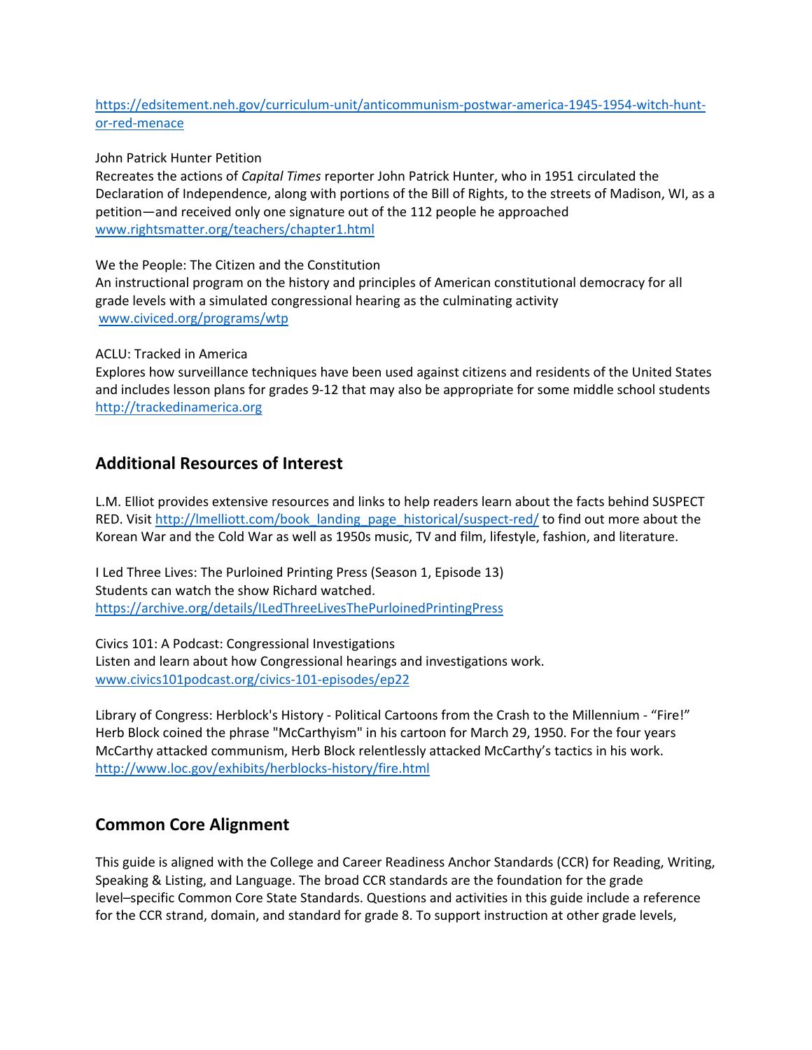https://edsitement.neh.gov/curriculum-unit/anticommunism-postwar-america-1945-1954-witch-hunt-or-red-menace

John Patrick Hunter Petition
Recreates the actions of *Capital Times* reporter John Patrick Hunter, who in 1951 circulated the Declaration of Independence, along with portions of the Bill of Rights, to the streets of Madison, WI, as a petition—and received only one signature out of the 112 people he approached
www.rightsmatter.org/teachers/chapter1.html

We the People: The Citizen and the Constitution
An instructional program on the history and principles of American constitutional democracy for all grade levels with a simulated congressional hearing as the culminating activity
www.civiced.org/programs/wtp

ACLU: Tracked in America
Explores how surveillance techniques have been used against citizens and residents of the United States and includes lesson plans for grades 9-12 that may also be appropriate for some middle school students
http://trackedinamerica.org

## Additional Resources of Interest

L.M. Elliot provides extensive resources and links to help readers learn about the facts behind SUSPECT RED. Visit http://lmelliott.com/book_landing_page_historical/suspect-red/ to find out more about the Korean War and the Cold War as well as 1950s music, TV and film, lifestyle, fashion, and literature.

I Led Three Lives: The Purloined Printing Press (Season 1, Episode 13)
Students can watch the show Richard watched.
https://archive.org/details/ILedThreeLivesThePurloinedPrintingPress

Civics 101: A Podcast: Congressional Investigations
Listen and learn about how Congressional hearings and investigations work.
www.civics101podcast.org/civics-101-episodes/ep22

Library of Congress: Herblock's History - Political Cartoons from the Crash to the Millennium - "Fire!"
Herb Block coined the phrase "McCarthyism" in his cartoon for March 29, 1950. For the four years McCarthy attacked communism, Herb Block relentlessly attacked McCarthy's tactics in his work.
http://www.loc.gov/exhibits/herblocks-history/fire.html

## Common Core Alignment

This guide is aligned with the College and Career Readiness Anchor Standards (CCR) for Reading, Writing, Speaking & Listing, and Language. The broad CCR standards are the foundation for the grade level–specific Common Core State Standards. Questions and activities in this guide include a reference for the CCR strand, domain, and standard for grade 8. To support instruction at other grade levels,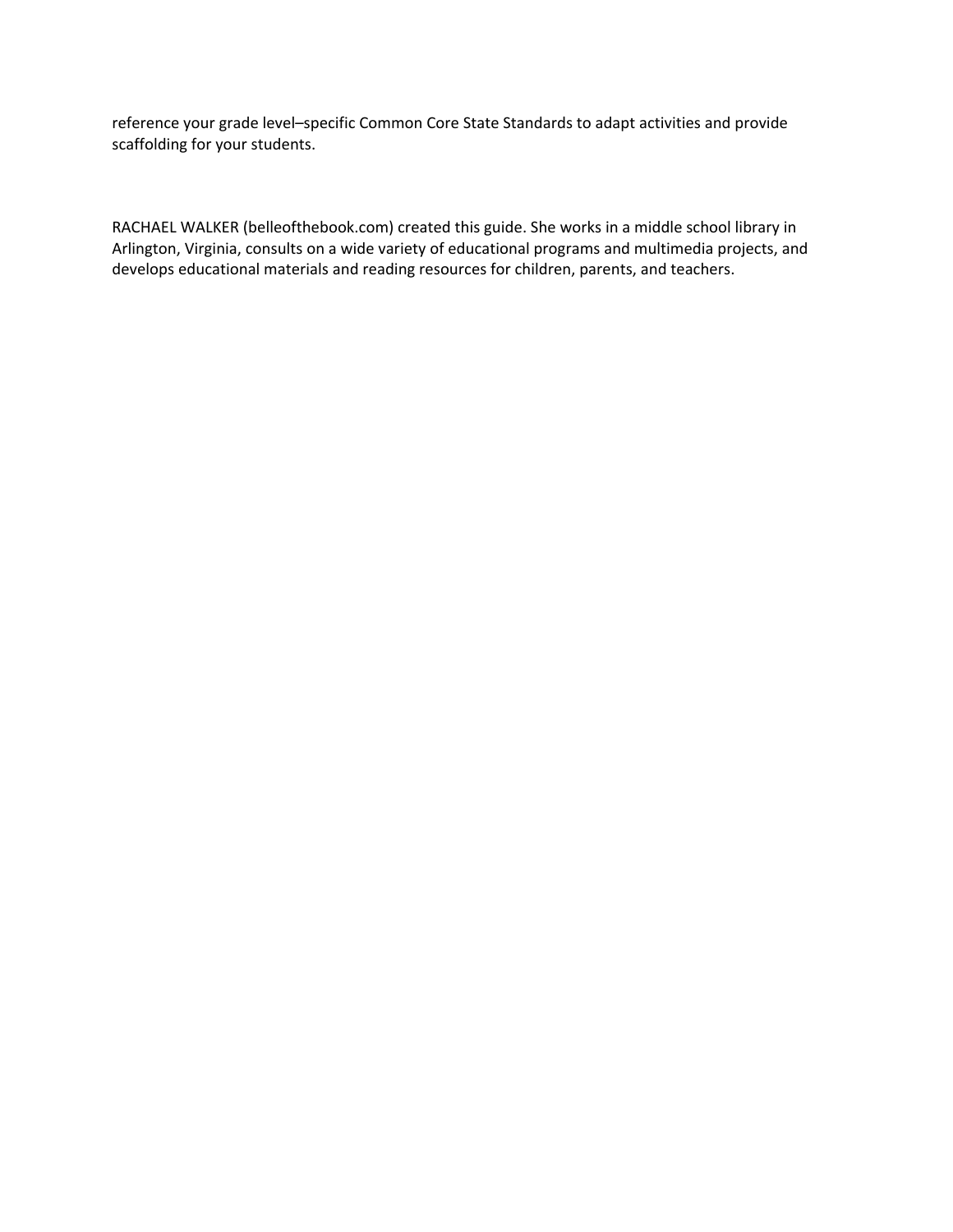reference your grade level–specific Common Core State Standards to adapt activities and provide scaffolding for your students.

RACHAEL WALKER (belleofthebook.com) created this guide. She works in a middle school library in Arlington, Virginia, consults on a wide variety of educational programs and multimedia projects, and develops educational materials and reading resources for children, parents, and teachers.